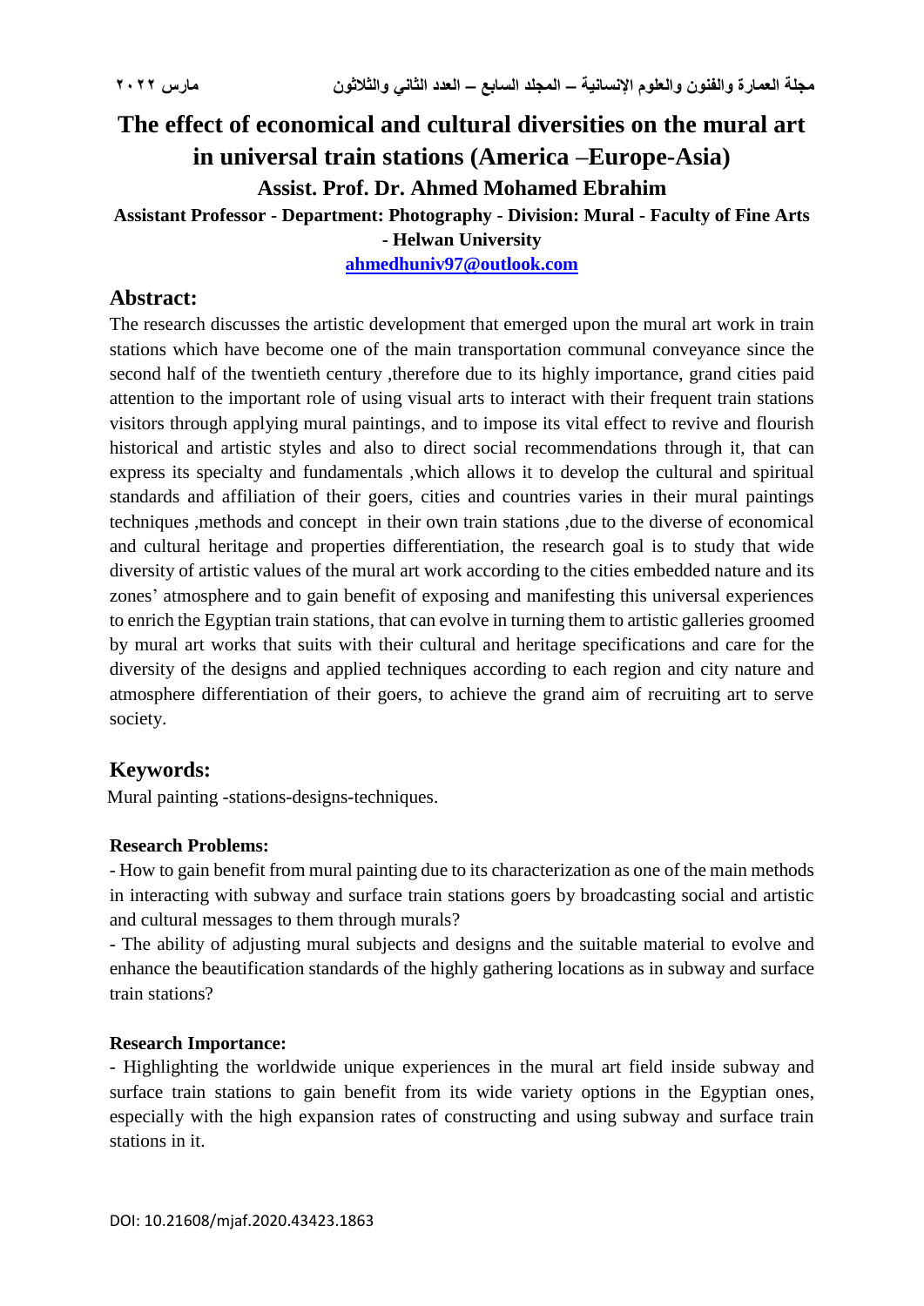# The effect of economical and cultural diversities on the mural art in universal train stations (America –Europe-Asia)

## Assist. Prof. Dr. Ahmed Mohamed Ebrahim

**Assistant Professor - Department: Photography - Division: Mural - Faculty of Fine Arts - Helwan University**

ahmedhuniv97@outlook.com

## Abstract:

The research discusses the artistic development that emerged upon the mural art work in train stations which have become one of the main transportation communal conveyance since the second half of the twentieth century ,therefore due to its highly importance, grand cities paid attention to the important role of using visual arts to interact with their frequent train stations visitors through applying mural paintings, and to impose its vital effect to revive and flourish historical and artistic styles and also to direct social recommendations through it, that can express its specialty and fundamentals ,which allows it to develop the cultural and spiritual standards and affiliation of their goers, cities and countries varies in their mural paintings techniques ,methods and concept in their own train stations ,due to the diverse of economical and cultural heritage and properties differentiation, the research goal is to study that wide diversity of artistic values of the mural art work according to the cities embedded nature and its zones' atmosphere and to gain benefit of exposing and manifesting this universal experiences to enrich the Egyptian train stations, that can evolve in turning them to artistic galleries groomed by mural art works that suits with their cultural and heritage specifications and care for the diversity of the designs and applied techniques according to each region and city nature and atmosphere differentiation of their goers, to achieve the grand aim of recruiting art to serve society.

## Keywords:

Mural painting -stations-designs-techniques.

### Research Problems:

- How to gain benefit from mural painting due to its characterization as one of the main methods in interacting with subway and surface train stations goers by broadcasting social and artistic and cultural messages to them through murals?
- The ability of adjusting mural subjects and designs and the suitable material to evolve and enhance the beautification standards of the highly gathering locations as in subway and surface train stations?

### Research Importance:

- Highlighting the worldwide unique experiences in the mural art field inside subway and surface train stations to gain benefit from its wide variety options in the Egyptian ones, especially with the high expansion rates of constructing and using subway and surface train stations in it.

DOI: 10.21608/mjaf.2020.43423.1863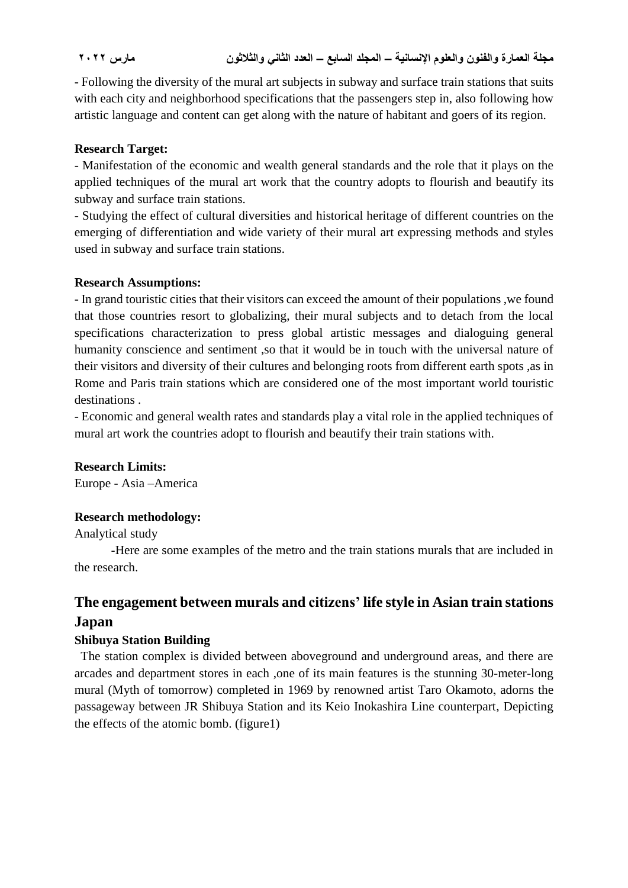- Following the diversity of the mural art subjects in subway and surface train stations that suits with each city and neighborhood specifications that the passengers step in, also following how artistic language and content can get along with the nature of habitant and goers of its region.

**Research Target:**

- Manifestation of the economic and wealth general standards and the role that it plays on the applied techniques of the mural art work that the country adopts to flourish and beautify its subway and surface train stations.
- Studying the effect of cultural diversities and historical heritage of different countries on the emerging of differentiation and wide variety of their mural art expressing methods and styles used in subway and surface train stations.

**Research Assumptions:**

- In grand touristic cities that their visitors can exceed the amount of their populations ,we found that those countries resort to globalizing, their mural subjects and to detach from the local specifications characterization to press global artistic messages and dialoguing general humanity conscience and sentiment ,so that it would be in touch with the universal nature of their visitors and diversity of their cultures and belonging roots from different earth spots ,as in Rome and Paris train stations which are considered one of the most important world touristic destinations .
- Economic and general wealth rates and standards play a vital role in the applied techniques of mural art work the countries adopt to flourish and beautify their train stations with.

**Research Limits:**

Europe - Asia –America

**Research methodology:**

Analytical study

-Here are some examples of the metro and the train stations murals that are included in the research.

## The engagement between murals and citizens' life style in Asian train stations

## Japan

### Shibuya Station Building

The station complex is divided between aboveground and underground areas, and there are arcades and department stores in each ,one of its main features is the stunning 30-meter-long mural (Myth of tomorrow) completed in 1969 by renowned artist Taro Okamoto, adorns the passageway between JR Shibuya Station and its Keio Inokashira Line counterpart, Depicting the effects of the atomic bomb. (figure1)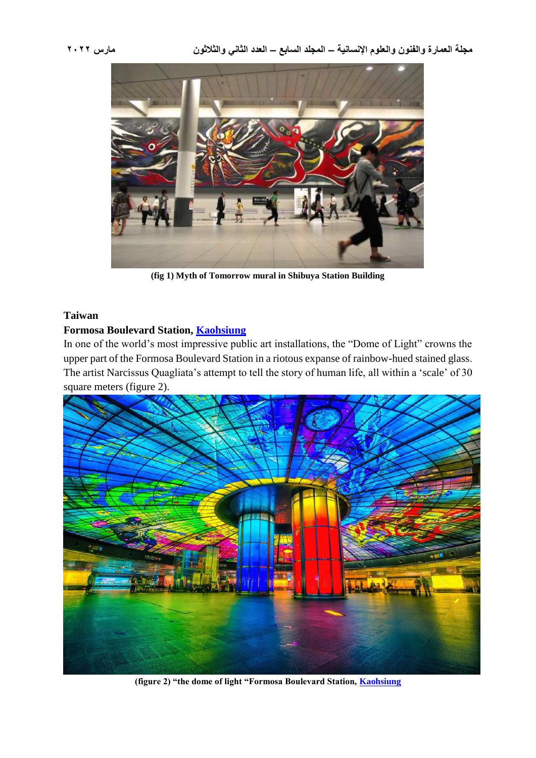(fig 1) Myth of Tomorrow mural in Shibuya Station Building

**Taiwan**

**Formosa Boulevard Station, Kaohsiung**

In one of the world's most impressive public art installations, the "Dome of Light" crowns the upper part of the Formosa Boulevard Station in a riotous expanse of rainbow-hued stained glass. The artist Narcissus Quagliata's attempt to tell the story of human life, all within a 'scale' of 30 square meters (figure 2).

(figure 2) "the dome of light "Formosa Boulevard Station, Kaohsiung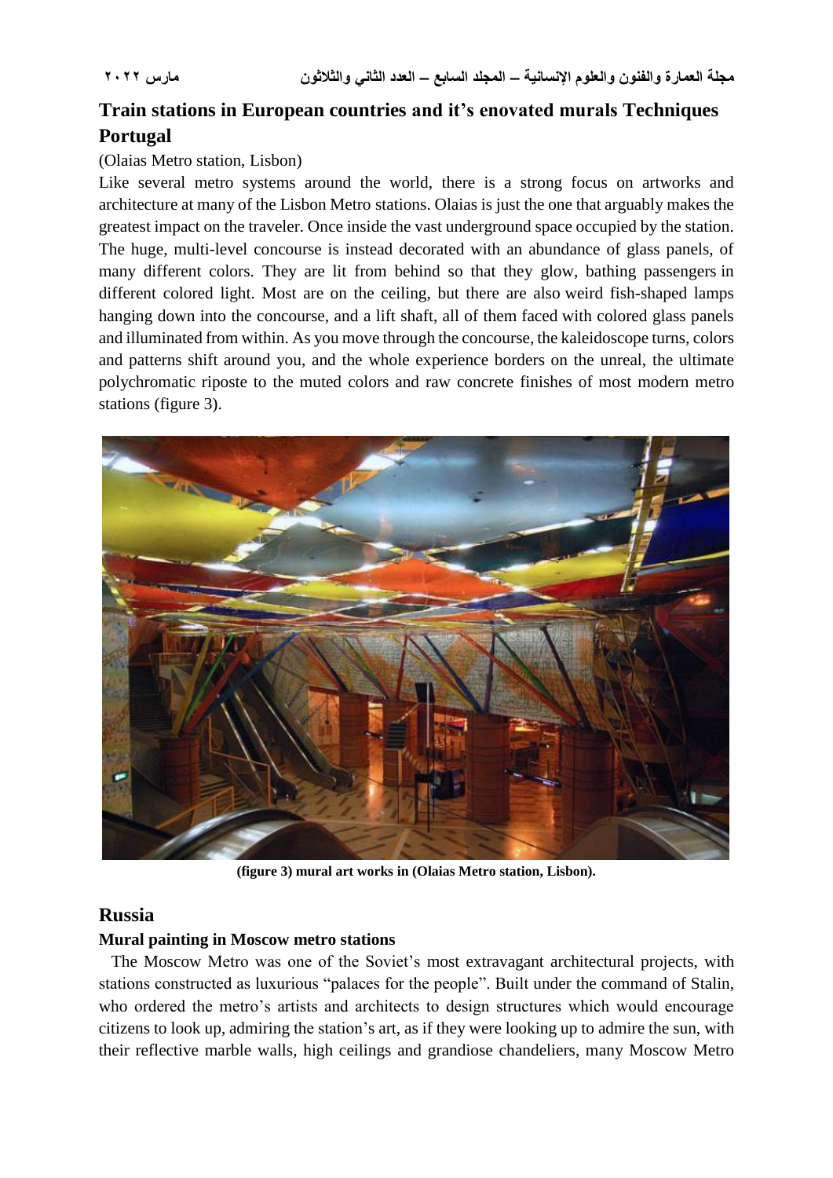## Train stations in European countries and it's enovated murals Techniques Portugal

(Olaias Metro station, Lisbon)

Like several metro systems around the world, there is a strong focus on artworks and architecture at many of the Lisbon Metro stations. Olaias is just the one that arguably makes the greatest impact on the traveler. Once inside the vast underground space occupied by the station. The huge, multi-level concourse is instead decorated with an abundance of glass panels, of many different colors. They are lit from behind so that they glow, bathing passengers in different colored light. Most are on the ceiling, but there are also weird fish-shaped lamps hanging down into the concourse, and a lift shaft, all of them faced with colored glass panels and illuminated from within. As you move through the concourse, the kaleidoscope turns, colors and patterns shift around you, and the whole experience borders on the unreal, the ultimate polychromatic riposte to the muted colors and raw concrete finishes of most modern metro stations (figure 3).

**(figure 3) mural art works in (Olaias Metro station, Lisbon).**

## Russia

### Mural painting in Moscow metro stations

The Moscow Metro was one of the Soviet's most extravagant architectural projects, with stations constructed as luxurious "palaces for the people". Built under the command of Stalin, who ordered the metro's artists and architects to design structures which would encourage citizens to look up, admiring the station's art, as if they were looking up to admire the sun, with their reflective marble walls, high ceilings and grandiose chandeliers, many Moscow Metro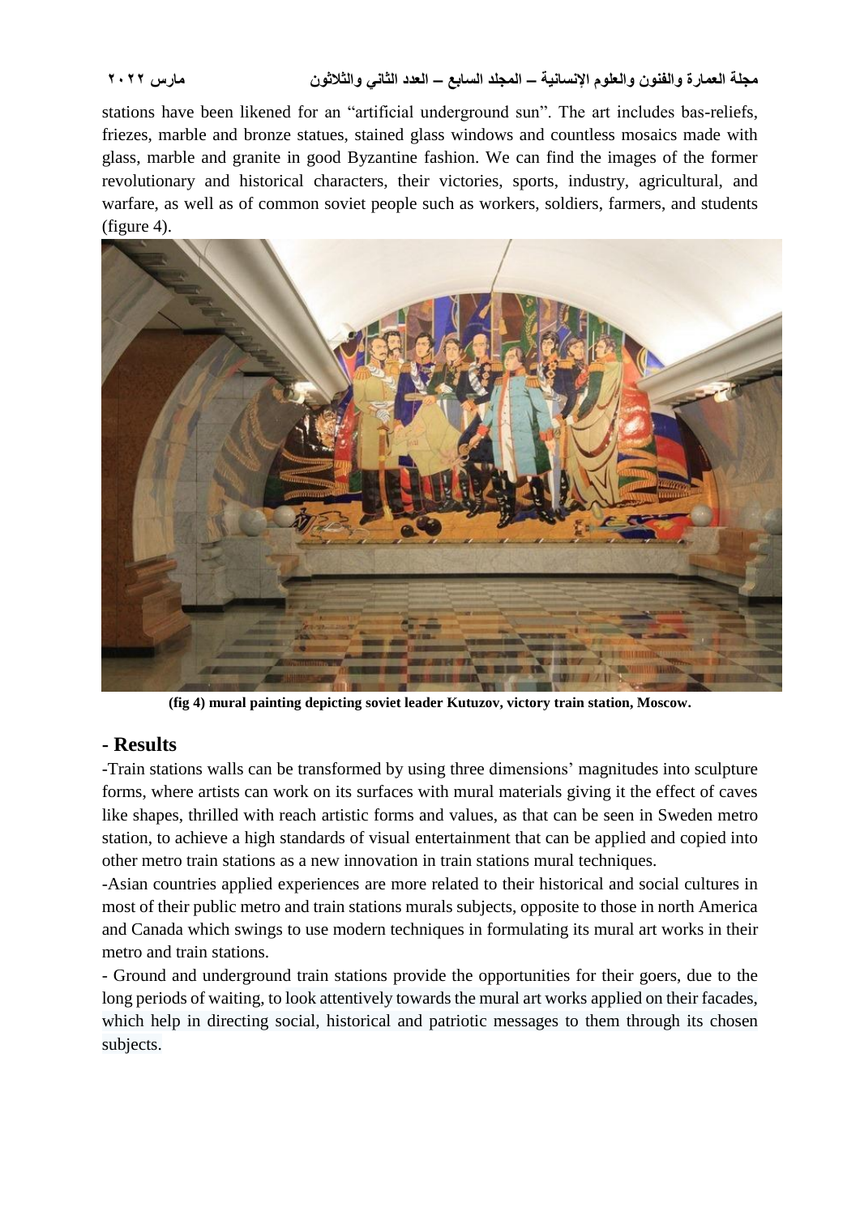stations have been likened for an "artificial underground sun". The art includes bas-reliefs, friezes, marble and bronze statues, stained glass windows and countless mosaics made with glass, marble and granite in good Byzantine fashion. We can find the images of the former revolutionary and historical characters, their victories, sports, industry, agricultural, and warfare, as well as of common soviet people such as workers, soldiers, farmers, and students (figure 4).

**(fig 4) mural painting depicting soviet leader Kutuzov, victory train station, Moscow.**

## - Results

-Train stations walls can be transformed by using three dimensions' magnitudes into sculpture forms, where artists can work on its surfaces with mural materials giving it the effect of caves like shapes, thrilled with reach artistic forms and values, as that can be seen in Sweden metro station, to achieve a high standards of visual entertainment that can be applied and copied into other metro train stations as a new innovation in train stations mural techniques.

-Asian countries applied experiences are more related to their historical and social cultures in most of their public metro and train stations murals subjects, opposite to those in north America and Canada which swings to use modern techniques in formulating its mural art works in their metro and train stations.

- Ground and underground train stations provide the opportunities for their goers, due to the long periods of waiting, to look attentively towards the mural art works applied on their facades, which help in directing social, historical and patriotic messages to them through its chosen subjects.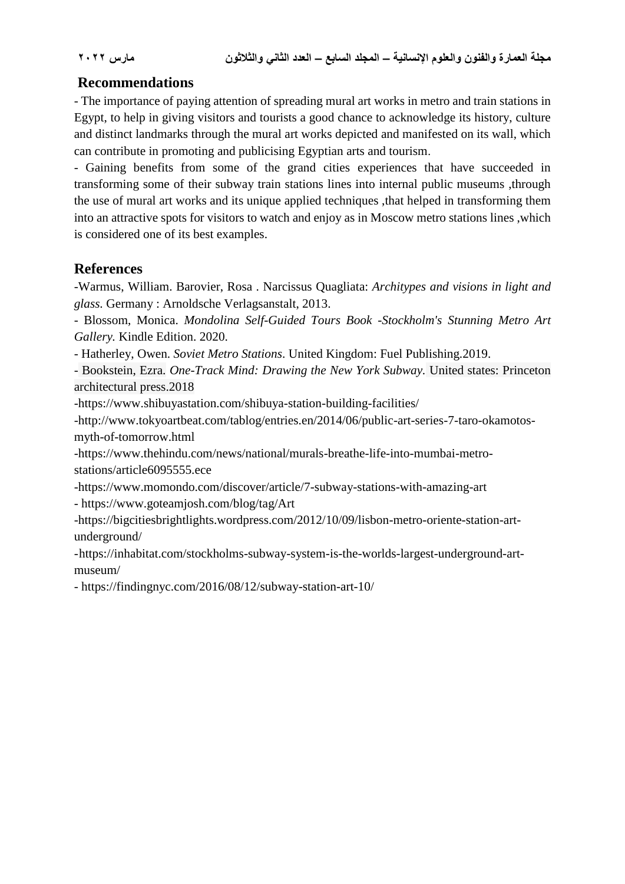## Recommendations

- The importance of paying attention of spreading mural art works in metro and train stations in Egypt, to help in giving visitors and tourists a good chance to acknowledge its history, culture and distinct landmarks through the mural art works depicted and manifested on its wall, which can contribute in promoting and publicising Egyptian arts and tourism.

- Gaining benefits from some of the grand cities experiences that have succeeded in transforming some of their subway train stations lines into internal public museums ,through the use of mural art works and its unique applied techniques ,that helped in transforming them into an attractive spots for visitors to watch and enjoy as in Moscow metro stations lines ,which is considered one of its best examples.

## References

-Warmus, William. Barovier, Rosa . Narcissus Quagliata: *Architypes and visions in light and glass*. Germany : Arnoldsche Verlagsanstalt, 2013.

- Blossom, Monica. *Mondolina Self-Guided Tours Book -Stockholm's Stunning Metro Art Gallery.* Kindle Edition. 2020.

- Hatherley, Owen. *Soviet Metro Stations*. United Kingdom: Fuel Publishing.2019.

- Bookstein, Ezra. *One-Track Mind: Drawing the New York Subway*. United states: Princeton architectural press.2018

-https://www.shibuyastation.com/shibuya-station-building-facilities/

-http://www.tokyoartbeat.com/tablog/entries.en/2014/06/public-art-series-7-taro-okamotos-myth-of-tomorrow.html

-https://www.thehindu.com/news/national/murals-breathe-life-into-mumbai-metro-stations/article6095555.ece

-https://www.momondo.com/discover/article/7-subway-stations-with-amazing-art

- https://www.goteamjosh.com/blog/tag/Art

-https://bigcitiesbrightlights.wordpress.com/2012/10/09/lisbon-metro-oriente-station-art-underground/

-https://inhabitat.com/stockholms-subway-system-is-the-worlds-largest-underground-art-museum/

- https://findingnyc.com/2016/08/12/subway-station-art-10/